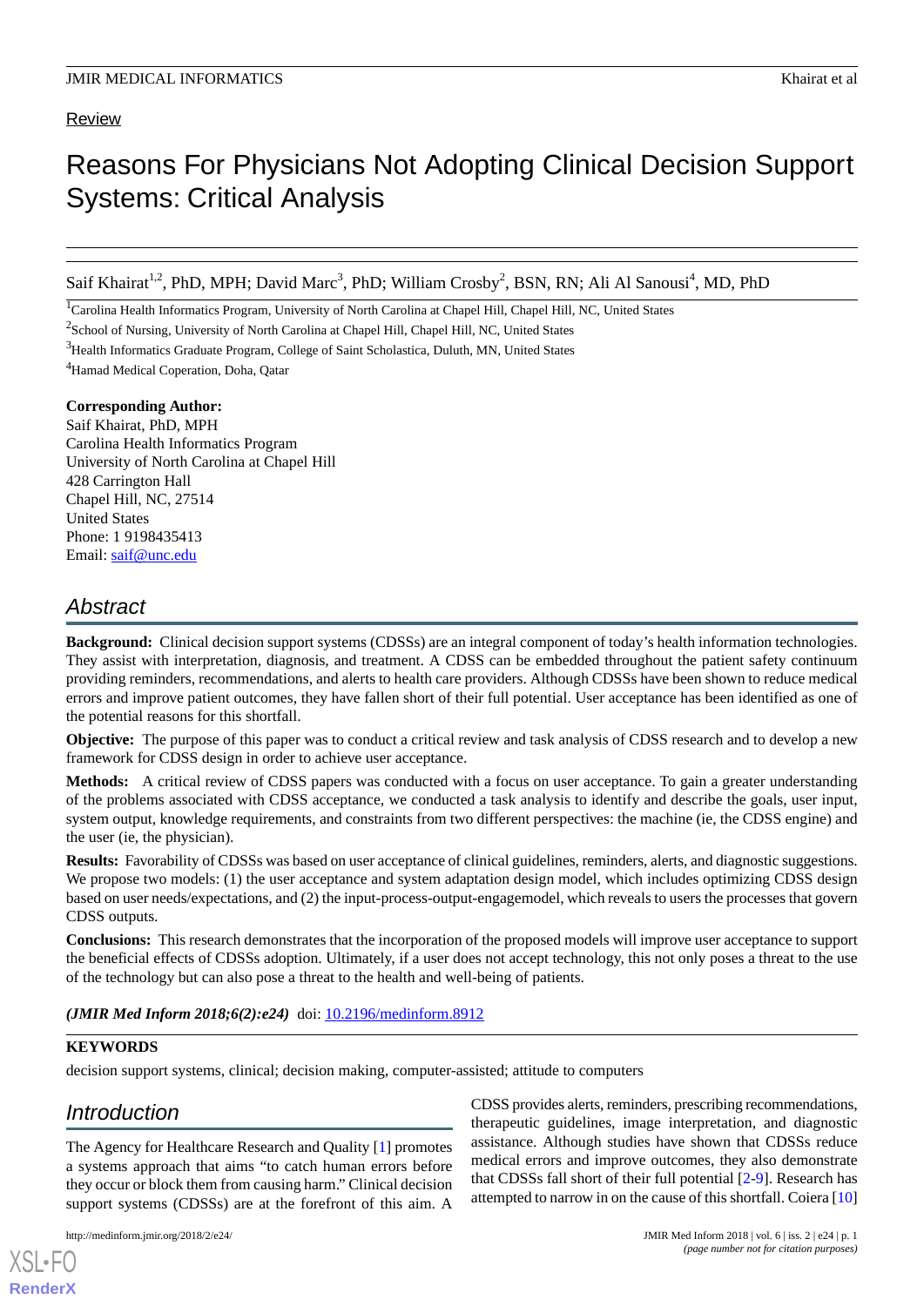Review

# Reasons For Physicians Not Adopting Clinical Decision Support Systems: Critical Analysis

Saif Khairat[1,2], PhD, MPH; David Marc[3], PhD; William Crosby[2], BSN, RN; Ali Al Sanousi[4], MD, PhD

[1]Carolina Health Informatics Program, University of North Carolina at Chapel Hill, Chapel Hill, NC, United States

[2]School of Nursing, University of North Carolina at Chapel Hill, Chapel Hill, NC, United States

[3]Health Informatics Graduate Program, College of Saint Scholastica, Duluth, MN, United States

[4]Hamad Medical Coperation, Doha, Qatar

**Corresponding Author:**
Saif Khairat, PhD, MPH
Carolina Health Informatics Program
University of North Carolina at Chapel Hill
428 Carrington Hall
Chapel Hill, NC, 27514
United States
Phone: 1 9198435413
Email: saif@unc.edu

## Abstract

**Background:** Clinical decision support systems (CDSSs) are an integral component of today's health information technologies. They assist with interpretation, diagnosis, and treatment. A CDSS can be embedded throughout the patient safety continuum providing reminders, recommendations, and alerts to health care providers. Although CDSSs have been shown to reduce medical errors and improve patient outcomes, they have fallen short of their full potential. User acceptance has been identified as one of the potential reasons for this shortfall.

**Objective:** The purpose of this paper was to conduct a critical review and task analysis of CDSS research and to develop a new framework for CDSS design in order to achieve user acceptance.

**Methods:** A critical review of CDSS papers was conducted with a focus on user acceptance. To gain a greater understanding of the problems associated with CDSS acceptance, we conducted a task analysis to identify and describe the goals, user input, system output, knowledge requirements, and constraints from two different perspectives: the machine (ie, the CDSS engine) and the user (ie, the physician).

**Results:** Favorability of CDSSs was based on user acceptance of clinical guidelines, reminders, alerts, and diagnostic suggestions. We propose two models: (1) the user acceptance and system adaptation design model, which includes optimizing CDSS design based on user needs/expectations, and (2) the input-process-output-engagemodel, which reveals to users the processes that govern CDSS outputs.

**Conclusions:** This research demonstrates that the incorporation of the proposed models will improve user acceptance to support the beneficial effects of CDSSs adoption. Ultimately, if a user does not accept technology, this not only poses a threat to the use of the technology but can also pose a threat to the health and well-being of patients.

***(JMIR Med Inform 2018;6(2):e24)*** doi: 10.2196/medinform.8912

**KEYWORDS**

decision support systems, clinical; decision making, computer-assisted; attitude to computers

## Introduction

The Agency for Healthcare Research and Quality [1] promotes a systems approach that aims "to catch human errors before they occur or block them from causing harm." Clinical decision support systems (CDSSs) are at the forefront of this aim. A CDSS provides alerts, reminders, prescribing recommendations, therapeutic guidelines, image interpretation, and diagnostic assistance. Although studies have shown that CDSSs reduce medical errors and improve outcomes, they also demonstrate that CDSSs fall short of their full potential [2-9]. Research has attempted to narrow in on the cause of this shortfall. Coiera [10]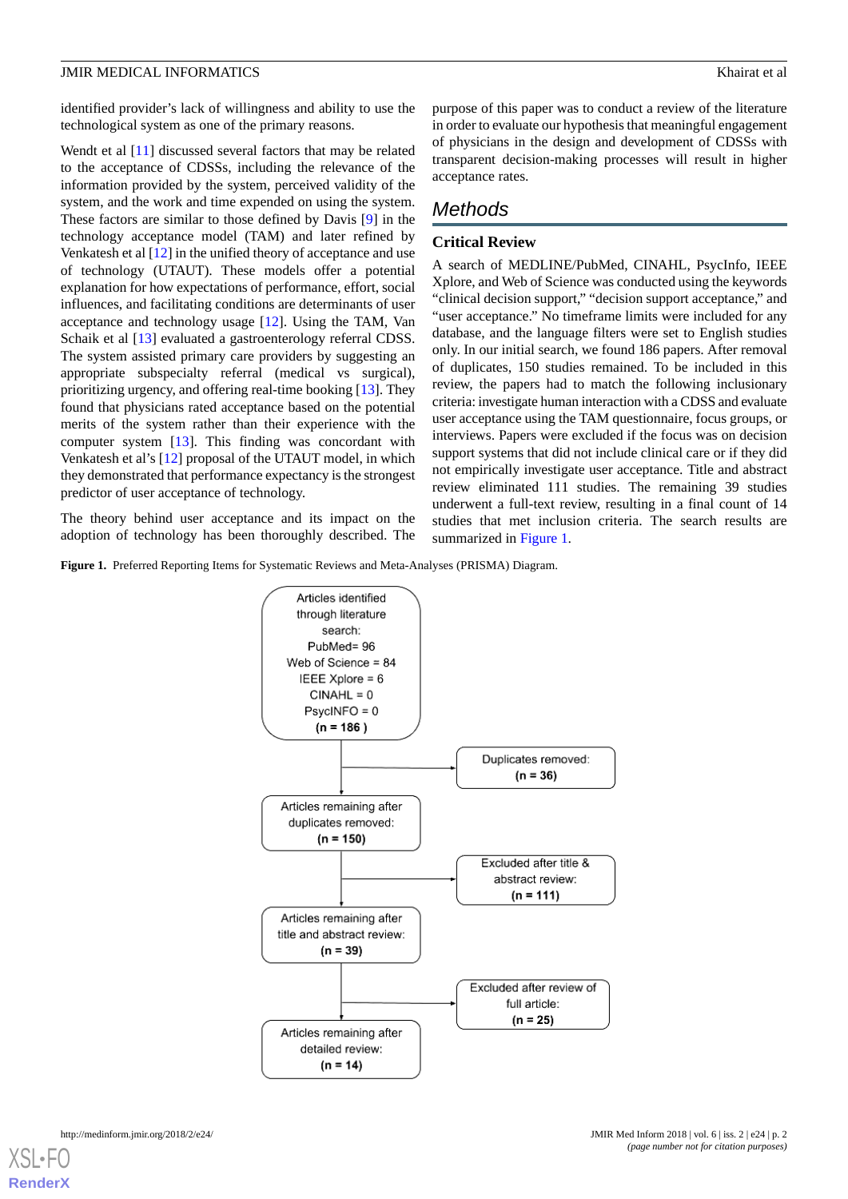identified provider's lack of willingness and ability to use the technological system as one of the primary reasons.

Wendt et al [11] discussed several factors that may be related to the acceptance of CDSSs, including the relevance of the information provided by the system, perceived validity of the system, and the work and time expended on using the system. These factors are similar to those defined by Davis [9] in the technology acceptance model (TAM) and later refined by Venkatesh et al [12] in the unified theory of acceptance and use of technology (UTAUT). These models offer a potential explanation for how expectations of performance, effort, social influences, and facilitating conditions are determinants of user acceptance and technology usage [12]. Using the TAM, Van Schaik et al [13] evaluated a gastroenterology referral CDSS. The system assisted primary care providers by suggesting an appropriate subspecialty referral (medical vs surgical), prioritizing urgency, and offering real-time booking [13]. They found that physicians rated acceptance based on the potential merits of the system rather than their experience with the computer system [13]. This finding was concordant with Venkatesh et al's [12] proposal of the UTAUT model, in which they demonstrated that performance expectancy is the strongest predictor of user acceptance of technology.

The theory behind user acceptance and its impact on the adoption of technology has been thoroughly described. The purpose of this paper was to conduct a review of the literature in order to evaluate our hypothesis that meaningful engagement of physicians in the design and development of CDSSs with transparent decision-making processes will result in higher acceptance rates.

## Methods

### Critical Review

A search of MEDLINE/PubMed, CINAHL, PsycInfo, IEEE Xplore, and Web of Science was conducted using the keywords "clinical decision support," "decision support acceptance," and "user acceptance." No timeframe limits were included for any database, and the language filters were set to English studies only. In our initial search, we found 186 papers. After removal of duplicates, 150 studies remained. To be included in this review, the papers had to match the following inclusionary criteria: investigate human interaction with a CDSS and evaluate user acceptance using the TAM questionnaire, focus groups, or interviews. Papers were excluded if the focus was on decision support systems that did not include clinical care or if they did not empirically investigate user acceptance. Title and abstract review eliminated 111 studies. The remaining 39 studies underwent a full-text review, resulting in a final count of 14 studies that met inclusion criteria. The search results are summarized in Figure 1.

**Figure 1.** Preferred Reporting Items for Systematic Reviews and Meta-Analyses (PRISMA) Diagram.

Articles identified through literature search:
PubMed= 96
Web of Science = 84
IEEE Xplore = 6
CINAHL = 0
PsycINFO = 0
**(n = 186 )**

Duplicates removed: **(n = 36)**

Articles remaining after duplicates removed: **(n = 150)**

Excluded after title & abstract review: **(n = 111)**

Articles remaining after title and abstract review: **(n = 39)**

Excluded after review of full article: **(n = 25)**

Articles remaining after detailed review: **(n = 14)**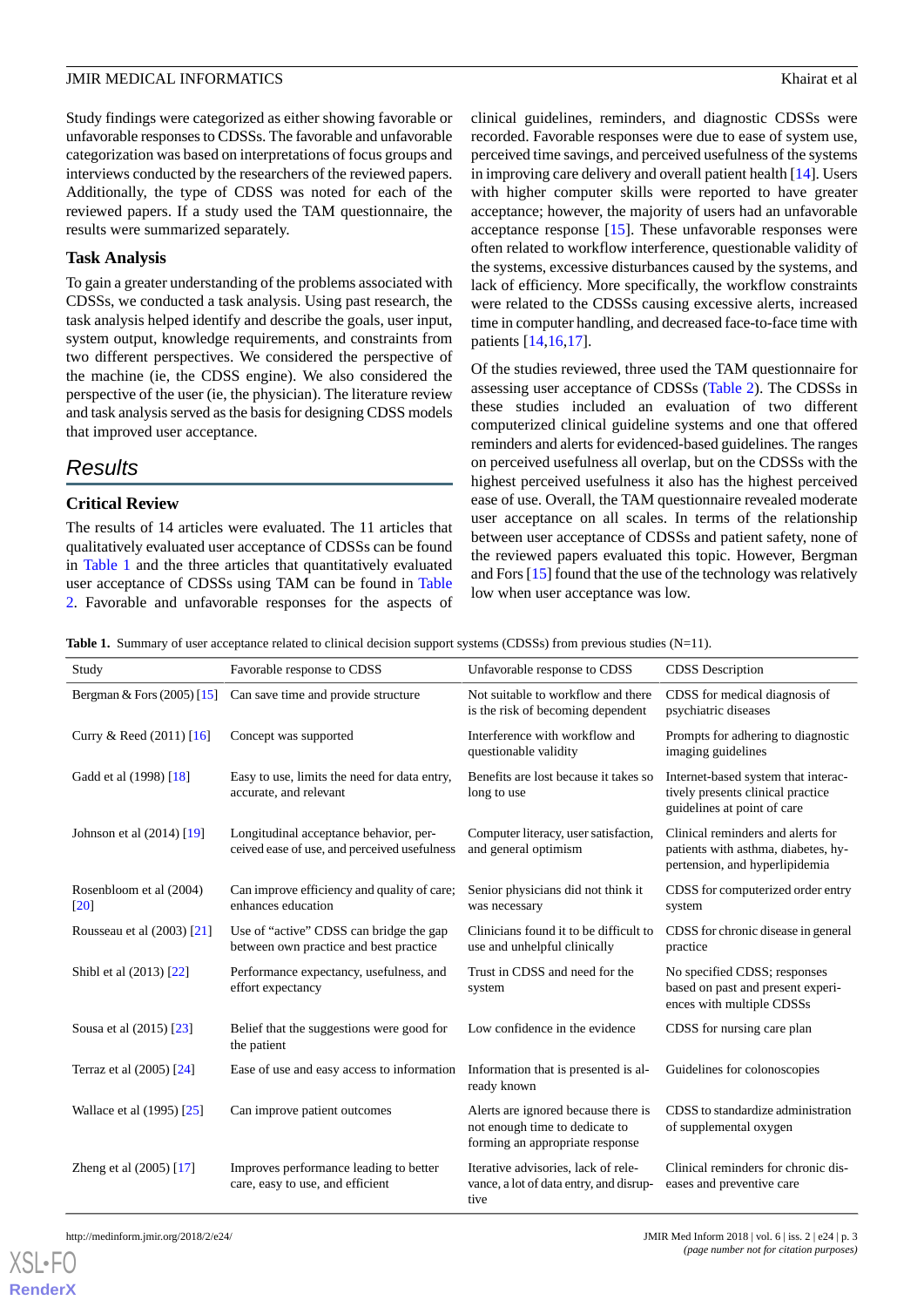Study findings were categorized as either showing favorable or unfavorable responses to CDSSs. The favorable and unfavorable categorization was based on interpretations of focus groups and interviews conducted by the researchers of the reviewed papers. Additionally, the type of CDSS was noted for each of the reviewed papers. If a study used the TAM questionnaire, the results were summarized separately.

### Task Analysis

To gain a greater understanding of the problems associated with CDSSs, we conducted a task analysis. Using past research, the task analysis helped identify and describe the goals, user input, system output, knowledge requirements, and constraints from two different perspectives. We considered the perspective of the machine (ie, the CDSS engine). We also considered the perspective of the user (ie, the physician). The literature review and task analysis served as the basis for designing CDSS models that improved user acceptance.

## Results

### Critical Review

The results of 14 articles were evaluated. The 11 articles that qualitatively evaluated user acceptance of CDSSs can be found in Table 1 and the three articles that quantitatively evaluated user acceptance of CDSSs using TAM can be found in Table 2. Favorable and unfavorable responses for the aspects of clinical guidelines, reminders, and diagnostic CDSSs were recorded. Favorable responses were due to ease of system use, perceived time savings, and perceived usefulness of the systems in improving care delivery and overall patient health [14]. Users with higher computer skills were reported to have greater acceptance; however, the majority of users had an unfavorable acceptance response [15]. These unfavorable responses were often related to workflow interference, questionable validity of the systems, excessive disturbances caused by the systems, and lack of efficiency. More specifically, the workflow constraints were related to the CDSSs causing excessive alerts, increased time in computer handling, and decreased face-to-face time with patients [14,16,17].

Of the studies reviewed, three used the TAM questionnaire for assessing user acceptance of CDSSs (Table 2). The CDSSs in these studies included an evaluation of two different computerized clinical guideline systems and one that offered reminders and alerts for evidenced-based guidelines. The ranges on perceived usefulness all overlap, but on the CDSSs with the highest perceived usefulness it also has the highest perceived ease of use. Overall, the TAM questionnaire revealed moderate user acceptance on all scales. In terms of the relationship between user acceptance of CDSSs and patient safety, none of the reviewed papers evaluated this topic. However, Bergman and Fors [15] found that the use of the technology was relatively low when user acceptance was low.

**Table 1.** Summary of user acceptance related to clinical decision support systems (CDSSs) from previous studies (N=11).

| Study | Favorable response to CDSS | Unfavorable response to CDSS | CDSS Description |
|---|---|---|---|
| Bergman & Fors (2005) [15] | Can save time and provide structure | Not suitable to workflow and there is the risk of becoming dependent | CDSS for medical diagnosis of psychiatric diseases |
| Curry & Reed (2011) [16] | Concept was supported | Interference with workflow and questionable validity | Prompts for adhering to diagnostic imaging guidelines |
| Gadd et al (1998) [18] | Easy to use, limits the need for data entry, accurate, and relevant | Benefits are lost because it takes so long to use | Internet-based system that interactively presents clinical practice guidelines at point of care |
| Johnson et al (2014) [19] | Longitudinal acceptance behavior, perceived ease of use, and perceived usefulness | Computer literacy, user satisfaction, and general optimism | Clinical reminders and alerts for patients with asthma, diabetes, hypertension, and hyperlipidemia |
| Rosenbloom et al (2004) [20] | Can improve efficiency and quality of care; enhances education | Senior physicians did not think it was necessary | CDSS for computerized order entry system |
| Rousseau et al (2003) [21] | Use of "active" CDSS can bridge the gap between own practice and best practice | Clinicians found it to be difficult to use and unhelpful clinically | CDSS for chronic disease in general practice |
| Shibl et al (2013) [22] | Performance expectancy, usefulness, and effort expectancy | Trust in CDSS and need for the system | No specified CDSS; responses based on past and present experiences with multiple CDSSs |
| Sousa et al (2015) [23] | Belief that the suggestions were good for the patient | Low confidence in the evidence | CDSS for nursing care plan |
| Terraz et al (2005) [24] | Ease of use and easy access to information | Information that is presented is already known | Guidelines for colonoscopies |
| Wallace et al (1995) [25] | Can improve patient outcomes | Alerts are ignored because there is not enough time to dedicate to forming an appropriate response | CDSS to standardize administration of supplemental oxygen |
| Zheng et al (2005) [17] | Improves performance leading to better care, easy to use, and efficient | Iterative advisories, lack of relevance, a lot of data entry, and disruptive | Clinical reminders for chronic diseases and preventive care |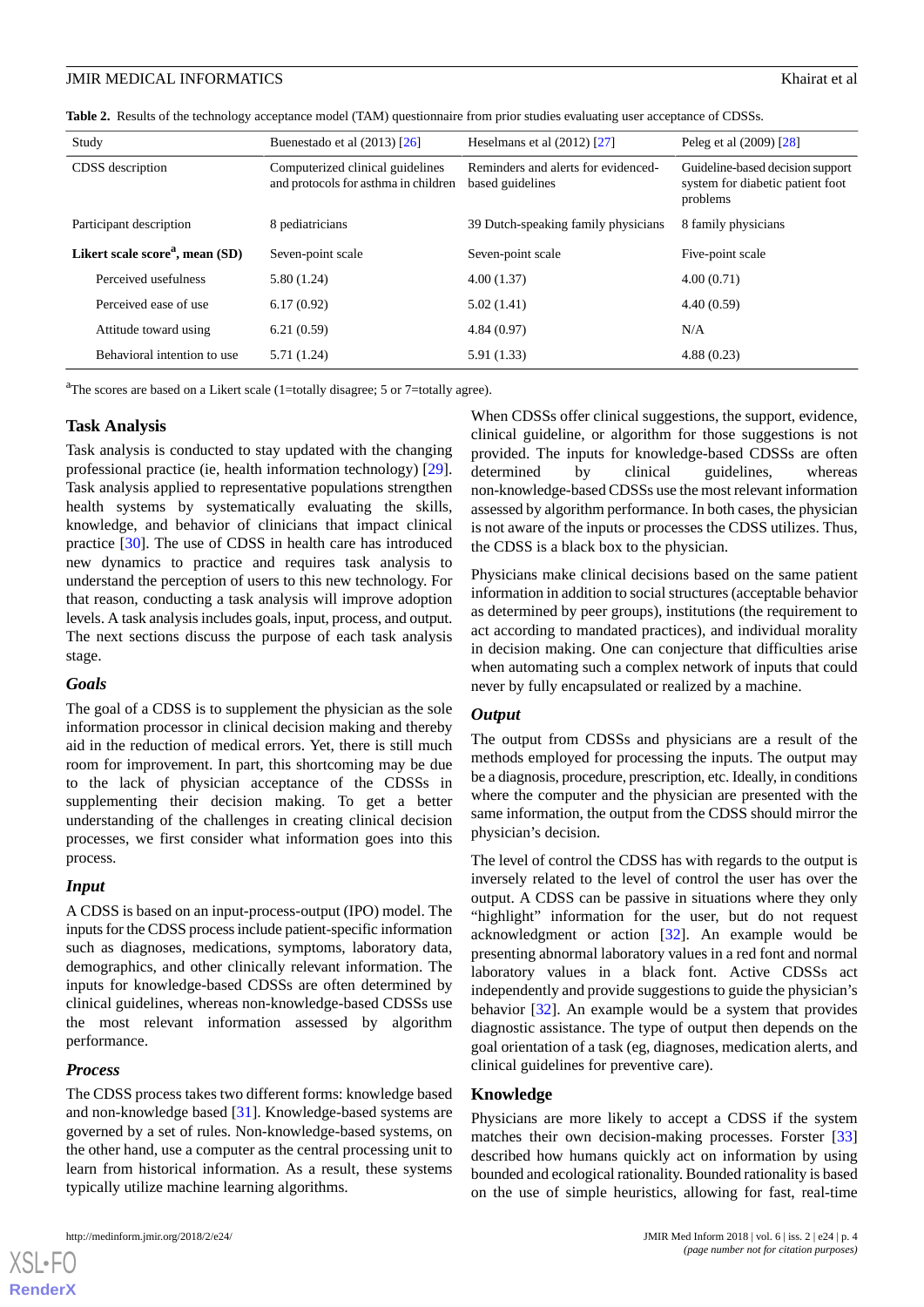**Table 2.** Results of the technology acceptance model (TAM) questionnaire from prior studies evaluating user acceptance of CDSSs.

| Study | Buenestado et al (2013) [26] | Heselmans et al (2012) [27] | Peleg et al (2009) [28] |
| --- | --- | --- | --- |
| CDSS description | Computerized clinical guidelines and protocols for asthma in children | Reminders and alerts for evidenced-based guidelines | Guideline-based decision support system for diabetic patient foot problems |
| Participant description | 8 pediatricians | 39 Dutch-speaking family physicians | 8 family physicians |
| **Likert scale score[a], mean (SD)** | Seven-point scale | Seven-point scale | Five-point scale |
| Perceived usefulness | 5.80 (1.24) | 4.00 (1.37) | 4.00 (0.71) |
| Perceived ease of use | 6.17 (0.92) | 5.02 (1.41) | 4.40 (0.59) |
| Attitude toward using | 6.21 (0.59) | 4.84 (0.97) | N/A |
| Behavioral intention to use | 5.71 (1.24) | 5.91 (1.33) | 4.88 (0.23) |

[a]The scores are based on a Likert scale (1=totally disagree; 5 or 7=totally agree).

## Task Analysis

Task analysis is conducted to stay updated with the changing professional practice (ie, health information technology) [29]. Task analysis applied to representative populations strengthen health systems by systematically evaluating the skills, knowledge, and behavior of clinicians that impact clinical practice [30]. The use of CDSS in health care has introduced new dynamics to practice and requires task analysis to understand the perception of users to this new technology. For that reason, conducting a task analysis will improve adoption levels. A task analysis includes goals, input, process, and output. The next sections discuss the purpose of each task analysis stage.

### *Goals*

The goal of a CDSS is to supplement the physician as the sole information processor in clinical decision making and thereby aid in the reduction of medical errors. Yet, there is still much room for improvement. In part, this shortcoming may be due to the lack of physician acceptance of the CDSSs in supplementing their decision making. To get a better understanding of the challenges in creating clinical decision processes, we first consider what information goes into this process.

### *Input*

A CDSS is based on an input-process-output (IPO) model. The inputs for the CDSS process include patient-specific information such as diagnoses, medications, symptoms, laboratory data, demographics, and other clinically relevant information. The inputs for knowledge-based CDSSs are often determined by clinical guidelines, whereas non-knowledge-based CDSSs use the most relevant information assessed by algorithm performance.

### *Process*

The CDSS process takes two different forms: knowledge based and non-knowledge based [31]. Knowledge-based systems are governed by a set of rules. Non-knowledge-based systems, on the other hand, use a computer as the central processing unit to learn from historical information. As a result, these systems typically utilize machine learning algorithms.

When CDSSs offer clinical suggestions, the support, evidence, clinical guideline, or algorithm for those suggestions is not provided. The inputs for knowledge-based CDSSs are often determined by clinical guidelines, whereas non-knowledge-based CDSSs use the most relevant information assessed by algorithm performance. In both cases, the physician is not aware of the inputs or processes the CDSS utilizes. Thus, the CDSS is a black box to the physician.

Physicians make clinical decisions based on the same patient information in addition to social structures (acceptable behavior as determined by peer groups), institutions (the requirement to act according to mandated practices), and individual morality in decision making. One can conjecture that difficulties arise when automating such a complex network of inputs that could never by fully encapsulated or realized by a machine.

### *Output*

The output from CDSSs and physicians are a result of the methods employed for processing the inputs. The output may be a diagnosis, procedure, prescription, etc. Ideally, in conditions where the computer and the physician are presented with the same information, the output from the CDSS should mirror the physician's decision.

The level of control the CDSS has with regards to the output is inversely related to the level of control the user has over the output. A CDSS can be passive in situations where they only "highlight" information for the user, but do not request acknowledgment or action [32]. An example would be presenting abnormal laboratory values in a red font and normal laboratory values in a black font. Active CDSSs act independently and provide suggestions to guide the physician's behavior [32]. An example would be a system that provides diagnostic assistance. The type of output then depends on the goal orientation of a task (eg, diagnoses, medication alerts, and clinical guidelines for preventive care).

## Knowledge

Physicians are more likely to accept a CDSS if the system matches their own decision-making processes. Forster [33] described how humans quickly act on information by using bounded and ecological rationality. Bounded rationality is based on the use of simple heuristics, allowing for fast, real-time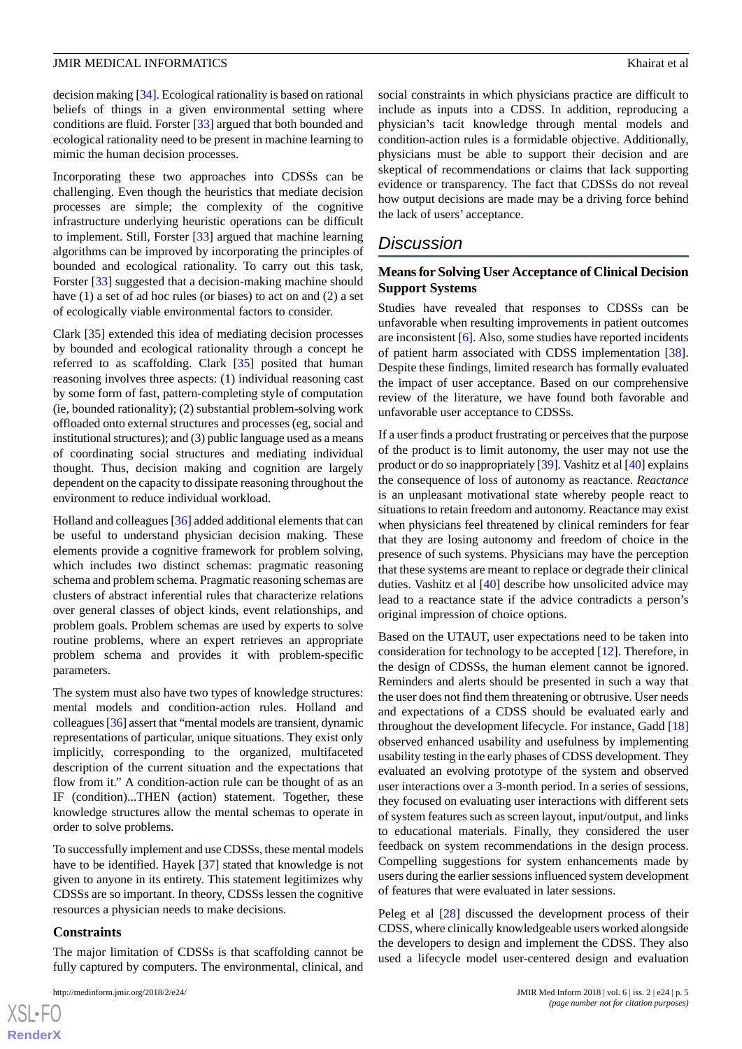decision making [34]. Ecological rationality is based on rational beliefs of things in a given environmental setting where conditions are fluid. Forster [33] argued that both bounded and ecological rationality need to be present in machine learning to mimic the human decision processes.

Incorporating these two approaches into CDSSs can be challenging. Even though the heuristics that mediate decision processes are simple; the complexity of the cognitive infrastructure underlying heuristic operations can be difficult to implement. Still, Forster [33] argued that machine learning algorithms can be improved by incorporating the principles of bounded and ecological rationality. To carry out this task, Forster [33] suggested that a decision-making machine should have (1) a set of ad hoc rules (or biases) to act on and (2) a set of ecologically viable environmental factors to consider.

Clark [35] extended this idea of mediating decision processes by bounded and ecological rationality through a concept he referred to as scaffolding. Clark [35] posited that human reasoning involves three aspects: (1) individual reasoning cast by some form of fast, pattern-completing style of computation (ie, bounded rationality); (2) substantial problem-solving work offloaded onto external structures and processes (eg, social and institutional structures); and (3) public language used as a means of coordinating social structures and mediating individual thought. Thus, decision making and cognition are largely dependent on the capacity to dissipate reasoning throughout the environment to reduce individual workload.

Holland and colleagues [36] added additional elements that can be useful to understand physician decision making. These elements provide a cognitive framework for problem solving, which includes two distinct schemas: pragmatic reasoning schema and problem schema. Pragmatic reasoning schemas are clusters of abstract inferential rules that characterize relations over general classes of object kinds, event relationships, and problem goals. Problem schemas are used by experts to solve routine problems, where an expert retrieves an appropriate problem schema and provides it with problem-specific parameters.

The system must also have two types of knowledge structures: mental models and condition-action rules. Holland and colleagues [36] assert that "mental models are transient, dynamic representations of particular, unique situations. They exist only implicitly, corresponding to the organized, multifaceted description of the current situation and the expectations that flow from it." A condition-action rule can be thought of as an IF (condition)...THEN (action) statement. Together, these knowledge structures allow the mental schemas to operate in order to solve problems.

To successfully implement and use CDSSs, these mental models have to be identified. Hayek [37] stated that knowledge is not given to anyone in its entirety. This statement legitimizes why CDSSs are so important. In theory, CDSSs lessen the cognitive resources a physician needs to make decisions.

### Constraints

The major limitation of CDSSs is that scaffolding cannot be fully captured by computers. The environmental, clinical, and social constraints in which physicians practice are difficult to include as inputs into a CDSS. In addition, reproducing a physician's tacit knowledge through mental models and condition-action rules is a formidable objective. Additionally, physicians must be able to support their decision and are skeptical of recommendations or claims that lack supporting evidence or transparency. The fact that CDSSs do not reveal how output decisions are made may be a driving force behind the lack of users' acceptance.

## Discussion

### Means for Solving User Acceptance of Clinical Decision Support Systems

Studies have revealed that responses to CDSSs can be unfavorable when resulting improvements in patient outcomes are inconsistent [6]. Also, some studies have reported incidents of patient harm associated with CDSS implementation [38]. Despite these findings, limited research has formally evaluated the impact of user acceptance. Based on our comprehensive review of the literature, we have found both favorable and unfavorable user acceptance to CDSSs.

If a user finds a product frustrating or perceives that the purpose of the product is to limit autonomy, the user may not use the product or do so inappropriately [39]. Vashitz et al [40] explains the consequence of loss of autonomy as reactance. *Reactance* is an unpleasant motivational state whereby people react to situations to retain freedom and autonomy. Reactance may exist when physicians feel threatened by clinical reminders for fear that they are losing autonomy and freedom of choice in the presence of such systems. Physicians may have the perception that these systems are meant to replace or degrade their clinical duties. Vashitz et al [40] describe how unsolicited advice may lead to a reactance state if the advice contradicts a person's original impression of choice options.

Based on the UTAUT, user expectations need to be taken into consideration for technology to be accepted [12]. Therefore, in the design of CDSSs, the human element cannot be ignored. Reminders and alerts should be presented in such a way that the user does not find them threatening or obtrusive. User needs and expectations of a CDSS should be evaluated early and throughout the development lifecycle. For instance, Gadd [18] observed enhanced usability and usefulness by implementing usability testing in the early phases of CDSS development. They evaluated an evolving prototype of the system and observed user interactions over a 3-month period. In a series of sessions, they focused on evaluating user interactions with different sets of system features such as screen layout, input/output, and links to educational materials. Finally, they considered the user feedback on system recommendations in the design process. Compelling suggestions for system enhancements made by users during the earlier sessions influenced system development of features that were evaluated in later sessions.

Peleg et al [28] discussed the development process of their CDSS, where clinically knowledgeable users worked alongside the developers to design and implement the CDSS. They also used a lifecycle model user-centered design and evaluation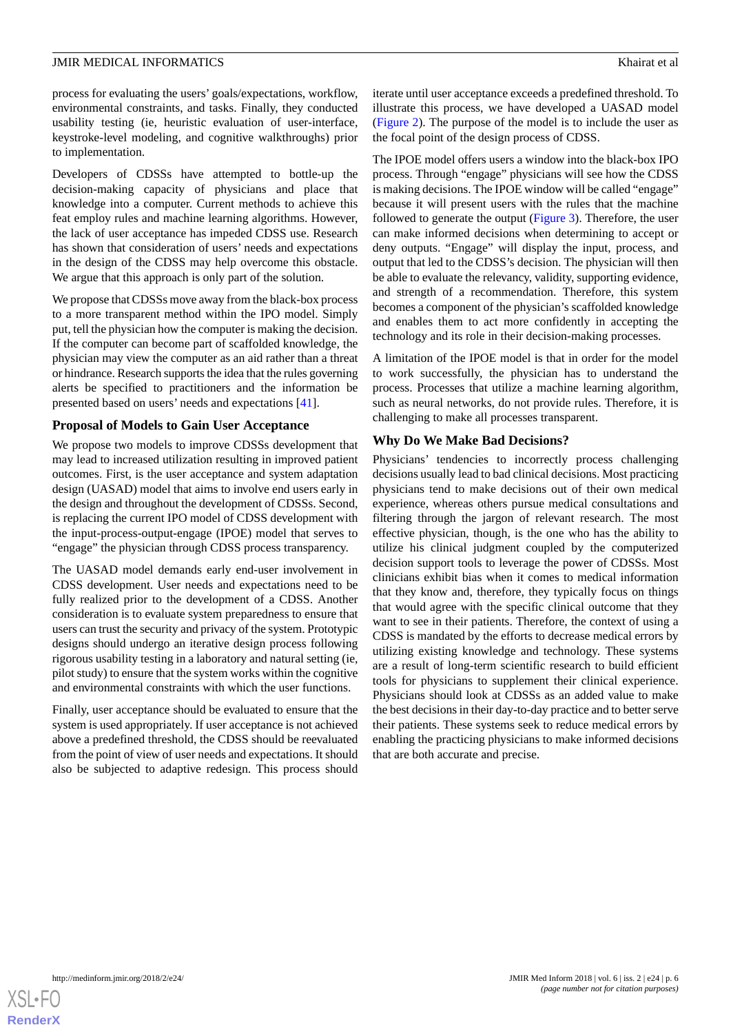process for evaluating the users' goals/expectations, workflow, environmental constraints, and tasks. Finally, they conducted usability testing (ie, heuristic evaluation of user-interface, keystroke-level modeling, and cognitive walkthroughs) prior to implementation.

Developers of CDSSs have attempted to bottle-up the decision-making capacity of physicians and place that knowledge into a computer. Current methods to achieve this feat employ rules and machine learning algorithms. However, the lack of user acceptance has impeded CDSS use. Research has shown that consideration of users' needs and expectations in the design of the CDSS may help overcome this obstacle. We argue that this approach is only part of the solution.

We propose that CDSSs move away from the black-box process to a more transparent method within the IPO model. Simply put, tell the physician how the computer is making the decision. If the computer can become part of scaffolded knowledge, the physician may view the computer as an aid rather than a threat or hindrance. Research supports the idea that the rules governing alerts be specified to practitioners and the information be presented based on users' needs and expectations [41].

### Proposal of Models to Gain User Acceptance

We propose two models to improve CDSSs development that may lead to increased utilization resulting in improved patient outcomes. First, is the user acceptance and system adaptation design (UASAD) model that aims to involve end users early in the design and throughout the development of CDSSs. Second, is replacing the current IPO model of CDSS development with the input-process-output-engage (IPOE) model that serves to "engage" the physician through CDSS process transparency.

The UASAD model demands early end-user involvement in CDSS development. User needs and expectations need to be fully realized prior to the development of a CDSS. Another consideration is to evaluate system preparedness to ensure that users can trust the security and privacy of the system. Prototypic designs should undergo an iterative design process following rigorous usability testing in a laboratory and natural setting (ie, pilot study) to ensure that the system works within the cognitive and environmental constraints with which the user functions.

Finally, user acceptance should be evaluated to ensure that the system is used appropriately. If user acceptance is not achieved above a predefined threshold, the CDSS should be reevaluated from the point of view of user needs and expectations. It should also be subjected to adaptive redesign. This process should iterate until user acceptance exceeds a predefined threshold. To illustrate this process, we have developed a UASAD model (Figure 2). The purpose of the model is to include the user as the focal point of the design process of CDSS.

The IPOE model offers users a window into the black-box IPO process. Through "engage" physicians will see how the CDSS is making decisions. The IPOE window will be called "engage" because it will present users with the rules that the machine followed to generate the output (Figure 3). Therefore, the user can make informed decisions when determining to accept or deny outputs. "Engage" will display the input, process, and output that led to the CDSS's decision. The physician will then be able to evaluate the relevancy, validity, supporting evidence, and strength of a recommendation. Therefore, this system becomes a component of the physician's scaffolded knowledge and enables them to act more confidently in accepting the technology and its role in their decision-making processes.

A limitation of the IPOE model is that in order for the model to work successfully, the physician has to understand the process. Processes that utilize a machine learning algorithm, such as neural networks, do not provide rules. Therefore, it is challenging to make all processes transparent.

### Why Do We Make Bad Decisions?

Physicians' tendencies to incorrectly process challenging decisions usually lead to bad clinical decisions. Most practicing physicians tend to make decisions out of their own medical experience, whereas others pursue medical consultations and filtering through the jargon of relevant research. The most effective physician, though, is the one who has the ability to utilize his clinical judgment coupled by the computerized decision support tools to leverage the power of CDSSs. Most clinicians exhibit bias when it comes to medical information that they know and, therefore, they typically focus on things that would agree with the specific clinical outcome that they want to see in their patients. Therefore, the context of using a CDSS is mandated by the efforts to decrease medical errors by utilizing existing knowledge and technology. These systems are a result of long-term scientific research to build efficient tools for physicians to supplement their clinical experience. Physicians should look at CDSSs as an added value to make the best decisions in their day-to-day practice and to better serve their patients. These systems seek to reduce medical errors by enabling the practicing physicians to make informed decisions that are both accurate and precise.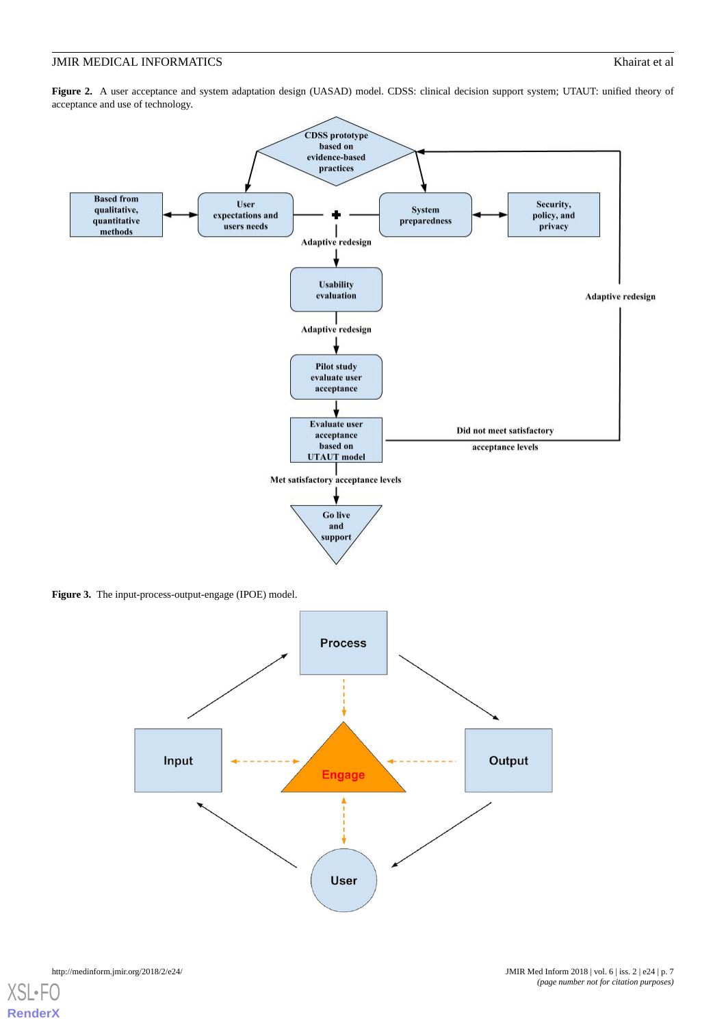**Figure 2.** A user acceptance and system adaptation design (UASAD) model. CDSS: clinical decision support system; UTAUT: unified theory of acceptance and use of technology.

**Figure 3.** The input-process-output-engage (IPOE) model.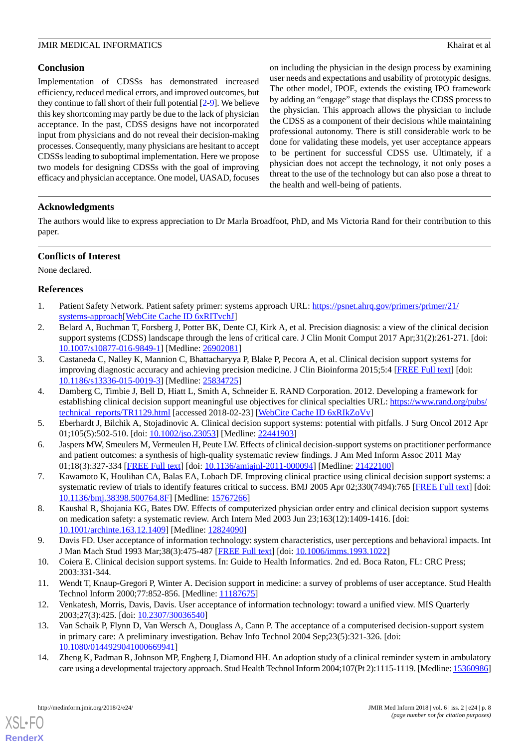## Conclusion

Implementation of CDSSs has demonstrated increased efficiency, reduced medical errors, and improved outcomes, but they continue to fall short of their full potential [2-9]. We believe this key shortcoming may partly be due to the lack of physician acceptance. In the past, CDSS designs have not incorporated input from physicians and do not reveal their decision-making processes. Consequently, many physicians are hesitant to accept CDSSs leading to suboptimal implementation. Here we propose two models for designing CDSSs with the goal of improving efficacy and physician acceptance. One model, UASAD, focuses on including the physician in the design process by examining user needs and expectations and usability of prototypic designs. The other model, IPOE, extends the existing IPO framework by adding an "engage" stage that displays the CDSS process to the physician. This approach allows the physician to include the CDSS as a component of their decisions while maintaining professional autonomy. There is still considerable work to be done for validating these models, yet user acceptance appears to be pertinent for successful CDSS use. Ultimately, if a physician does not accept the technology, it not only poses a threat to the use of the technology but can also pose a threat to the health and well-being of patients.

## Acknowledgments

The authors would like to express appreciation to Dr Marla Broadfoot, PhD, and Ms Victoria Rand for their contribution to this paper.

## Conflicts of Interest

None declared.

## References

1. Patient Safety Network. Patient safety primer: systems approach URL: https://psnet.ahrq.gov/primers/primer/21/systems-approach[WebCite Cache ID 6xRITvchJ]
2. Belard A, Buchman T, Forsberg J, Potter BK, Dente CJ, Kirk A, et al. Precision diagnosis: a view of the clinical decision support systems (CDSS) landscape through the lens of critical care. J Clin Monit Comput 2017 Apr;31(2):261-271. [doi: 10.1007/s10877-016-9849-1] [Medline: 26902081]
3. Castaneda C, Nalley K, Mannion C, Bhattacharyya P, Blake P, Pecora A, et al. Clinical decision support systems for improving diagnostic accuracy and achieving precision medicine. J Clin Bioinforma 2015;5:4 [FREE Full text] [doi: 10.1186/s13336-015-0019-3] [Medline: 25834725]
4. Damberg C, Timbie J, Bell D, Hiatt L, Smith A, Schneider E. RAND Corporation. 2012. Developing a framework for establishing clinical decision support meaningful use objectives for clinical specialties URL: https://www.rand.org/pubs/technical_reports/TR1129.html [accessed 2018-02-23] [WebCite Cache ID 6xRIkZoVv]
5. Eberhardt J, Bilchik A, Stojadinovic A. Clinical decision support systems: potential with pitfalls. J Surg Oncol 2012 Apr 01;105(5):502-510. [doi: 10.1002/jso.23053] [Medline: 22441903]
6. Jaspers MW, Smeulers M, Vermeulen H, Peute LW. Effects of clinical decision-support systems on practitioner performance and patient outcomes: a synthesis of high-quality systematic review findings. J Am Med Inform Assoc 2011 May 01;18(3):327-334 [FREE Full text] [doi: 10.1136/amiajnl-2011-000094] [Medline: 21422100]
7. Kawamoto K, Houlihan CA, Balas EA, Lobach DF. Improving clinical practice using clinical decision support systems: a systematic review of trials to identify features critical to success. BMJ 2005 Apr 02;330(7494):765 [FREE Full text] [doi: 10.1136/bmj.38398.500764.8F] [Medline: 15767266]
8. Kaushal R, Shojania KG, Bates DW. Effects of computerized physician order entry and clinical decision support systems on medication safety: a systematic review. Arch Intern Med 2003 Jun 23;163(12):1409-1416. [doi: 10.1001/archinte.163.12.1409] [Medline: 12824090]
9. Davis FD. User acceptance of information technology: system characteristics, user perceptions and behavioral impacts. Int J Man Mach Stud 1993 Mar;38(3):475-487 [FREE Full text] [doi: 10.1006/imms.1993.1022]
10. Coiera E. Clinical decision support systems. In: Guide to Health Informatics. 2nd ed. Boca Raton, FL: CRC Press; 2003:331-344.
11. Wendt T, Knaup-Gregori P, Winter A. Decision support in medicine: a survey of problems of user acceptance. Stud Health Technol Inform 2000;77:852-856. [Medline: 11187675]
12. Venkatesh, Morris, Davis, Davis. User acceptance of information technology: toward a unified view. MIS Quarterly 2003;27(3):425. [doi: 10.2307/30036540]
13. Van Schaik P, Flynn D, Van Wersch A, Douglass A, Cann P. The acceptance of a computerised decision-support system in primary care: A preliminary investigation. Behav Info Technol 2004 Sep;23(5):321-326. [doi: 10.1080/0144929041000669941]
14. Zheng K, Padman R, Johnson MP, Engberg J, Diamond HH. An adoption study of a clinical reminder system in ambulatory care using a developmental trajectory approach. Stud Health Technol Inform 2004;107(Pt 2):1115-1119. [Medline: 15360986]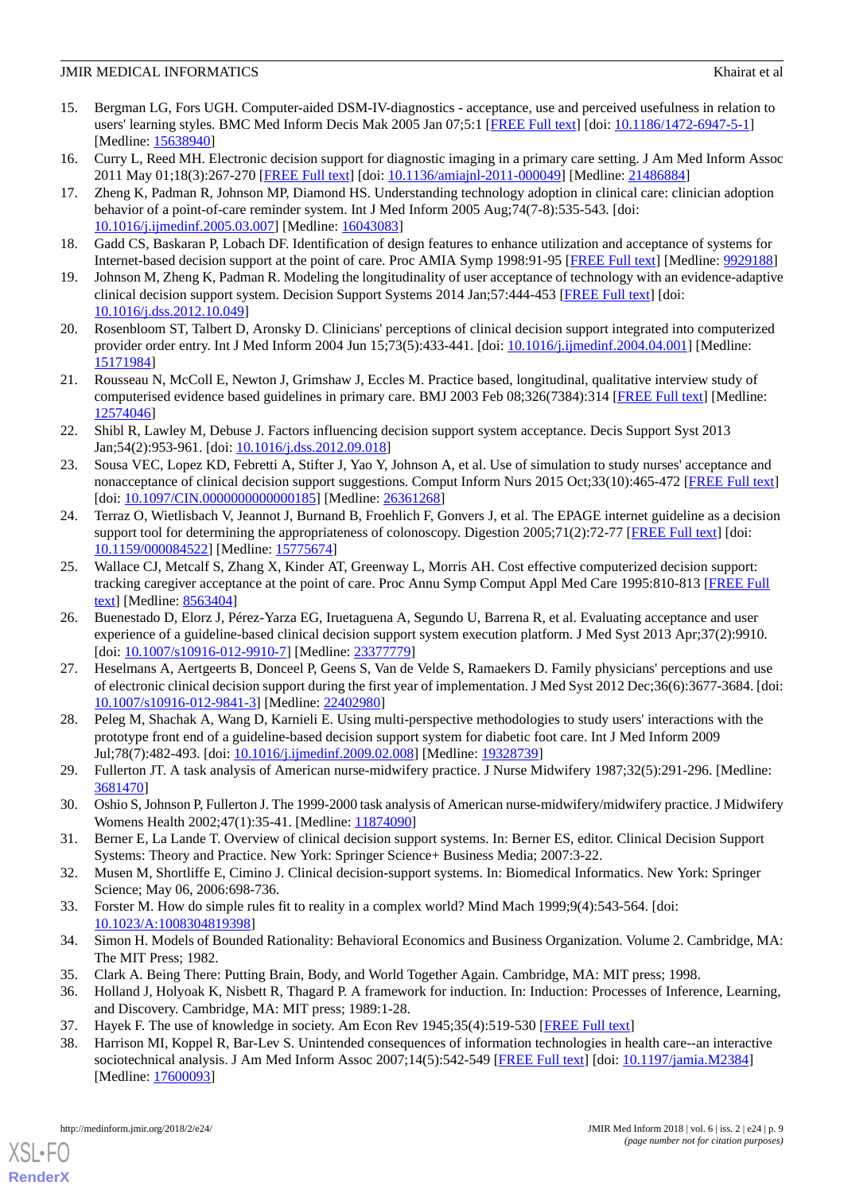15. Bergman LG, Fors UGH. Computer-aided DSM-IV-diagnostics - acceptance, use and perceived usefulness in relation to users' learning styles. BMC Med Inform Decis Mak 2005 Jan 07;5:1 [FREE Full text] [doi: 10.1186/1472-6947-5-1] [Medline: 15638940]
16. Curry L, Reed MH. Electronic decision support for diagnostic imaging in a primary care setting. J Am Med Inform Assoc 2011 May 01;18(3):267-270 [FREE Full text] [doi: 10.1136/amiajnl-2011-000049] [Medline: 21486884]
17. Zheng K, Padman R, Johnson MP, Diamond HS. Understanding technology adoption in clinical care: clinician adoption behavior of a point-of-care reminder system. Int J Med Inform 2005 Aug;74(7-8):535-543. [doi: 10.1016/j.ijmedinf.2005.03.007] [Medline: 16043083]
18. Gadd CS, Baskaran P, Lobach DF. Identification of design features to enhance utilization and acceptance of systems for Internet-based decision support at the point of care. Proc AMIA Symp 1998:91-95 [FREE Full text] [Medline: 9929188]
19. Johnson M, Zheng K, Padman R. Modeling the longitudinality of user acceptance of technology with an evidence-adaptive clinical decision support system. Decision Support Systems 2014 Jan;57:444-453 [FREE Full text] [doi: 10.1016/j.dss.2012.10.049]
20. Rosenbloom ST, Talbert D, Aronsky D. Clinicians' perceptions of clinical decision support integrated into computerized provider order entry. Int J Med Inform 2004 Jun 15;73(5):433-441. [doi: 10.1016/j.ijmedinf.2004.04.001] [Medline: 15171984]
21. Rousseau N, McColl E, Newton J, Grimshaw J, Eccles M. Practice based, longitudinal, qualitative interview study of computerised evidence based guidelines in primary care. BMJ 2003 Feb 08;326(7384):314 [FREE Full text] [Medline: 12574046]
22. Shibl R, Lawley M, Debuse J. Factors influencing decision support system acceptance. Decis Support Syst 2013 Jan;54(2):953-961. [doi: 10.1016/j.dss.2012.09.018]
23. Sousa VEC, Lopez KD, Febretti A, Stifter J, Yao Y, Johnson A, et al. Use of simulation to study nurses' acceptance and nonacceptance of clinical decision support suggestions. Comput Inform Nurs 2015 Oct;33(10):465-472 [FREE Full text] [doi: 10.1097/CIN.0000000000000185] [Medline: 26361268]
24. Terraz O, Wietlisbach V, Jeannot J, Burnand B, Froehlich F, Gonvers J, et al. The EPAGE internet guideline as a decision support tool for determining the appropriateness of colonoscopy. Digestion 2005;71(2):72-77 [FREE Full text] [doi: 10.1159/000084522] [Medline: 15775674]
25. Wallace CJ, Metcalf S, Zhang X, Kinder AT, Greenway L, Morris AH. Cost effective computerized decision support: tracking caregiver acceptance at the point of care. Proc Annu Symp Comput Appl Med Care 1995:810-813 [FREE Full text] [Medline: 8563404]
26. Buenestado D, Elorz J, Pérez-Yarza EG, Iruetaguena A, Segundo U, Barrena R, et al. Evaluating acceptance and user experience of a guideline-based clinical decision support system execution platform. J Med Syst 2013 Apr;37(2):9910. [doi: 10.1007/s10916-012-9910-7] [Medline: 23377779]
27. Heselmans A, Aertgeerts B, Donceel P, Geens S, Van de Velde S, Ramaekers D. Family physicians' perceptions and use of electronic clinical decision support during the first year of implementation. J Med Syst 2012 Dec;36(6):3677-3684. [doi: 10.1007/s10916-012-9841-3] [Medline: 22402980]
28. Peleg M, Shachak A, Wang D, Karnieli E. Using multi-perspective methodologies to study users' interactions with the prototype front end of a guideline-based decision support system for diabetic foot care. Int J Med Inform 2009 Jul;78(7):482-493. [doi: 10.1016/j.ijmedinf.2009.02.008] [Medline: 19328739]
29. Fullerton JT. A task analysis of American nurse-midwifery practice. J Nurse Midwifery 1987;32(5):291-296. [Medline: 3681470]
30. Oshio S, Johnson P, Fullerton J. The 1999-2000 task analysis of American nurse-midwifery/midwifery practice. J Midwifery Womens Health 2002;47(1):35-41. [Medline: 11874090]
31. Berner E, La Lande T. Overview of clinical decision support systems. In: Berner ES, editor. Clinical Decision Support Systems: Theory and Practice. New York: Springer Science+ Business Media; 2007:3-22.
32. Musen M, Shortliffe E, Cimino J. Clinical decision-support systems. In: Biomedical Informatics. New York: Springer Science; May 06, 2006:698-736.
33. Forster M. How do simple rules fit to reality in a complex world? Mind Mach 1999;9(4):543-564. [doi: 10.1023/A:1008304819398]
34. Simon H. Models of Bounded Rationality: Behavioral Economics and Business Organization. Volume 2. Cambridge, MA: The MIT Press; 1982.
35. Clark A. Being There: Putting Brain, Body, and World Together Again. Cambridge, MA: MIT press; 1998.
36. Holland J, Holyoak K, Nisbett R, Thagard P. A framework for induction. In: Induction: Processes of Inference, Learning, and Discovery. Cambridge, MA: MIT press; 1989:1-28.
37. Hayek F. The use of knowledge in society. Am Econ Rev 1945;35(4):519-530 [FREE Full text]
38. Harrison MI, Koppel R, Bar-Lev S. Unintended consequences of information technologies in health care--an interactive sociotechnical analysis. J Am Med Inform Assoc 2007;14(5):542-549 [FREE Full text] [doi: 10.1197/jamia.M2384] [Medline: 17600093]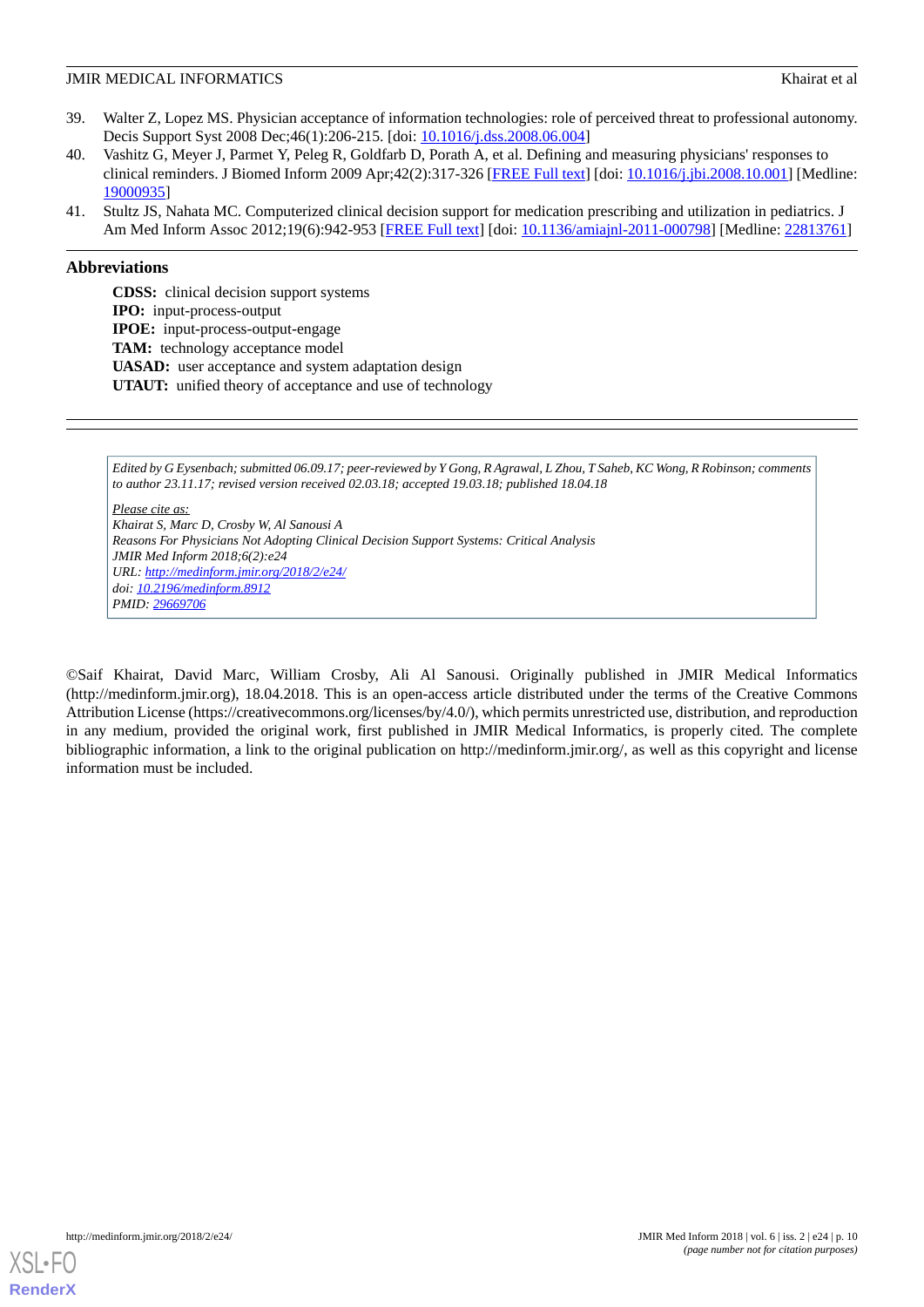39. Walter Z, Lopez MS. Physician acceptance of information technologies: role of perceived threat to professional autonomy. Decis Support Syst 2008 Dec;46(1):206-215. [doi: 10.1016/j.dss.2008.06.004]
40. Vashitz G, Meyer J, Parmet Y, Peleg R, Goldfarb D, Porath A, et al. Defining and measuring physicians' responses to clinical reminders. J Biomed Inform 2009 Apr;42(2):317-326 [FREE Full text] [doi: 10.1016/j.jbi.2008.10.001] [Medline: 19000935]
41. Stultz JS, Nahata MC. Computerized clinical decision support for medication prescribing and utilization in pediatrics. J Am Med Inform Assoc 2012;19(6):942-953 [FREE Full text] [doi: 10.1136/amiajnl-2011-000798] [Medline: 22813761]

## Abbreviations

**CDSS:** clinical decision support systems
**IPO:** input-process-output
**IPOE:** input-process-output-engage
**TAM:** technology acceptance model
**UASAD:** user acceptance and system adaptation design
**UTAUT:** unified theory of acceptance and use of technology

*Edited by G Eysenbach; submitted 06.09.17; peer-reviewed by Y Gong, R Agrawal, L Zhou, T Saheb, KC Wong, R Robinson; comments to author 23.11.17; revised version received 02.03.18; accepted 19.03.18; published 18.04.18*

*Please cite as:*
*Khairat S, Marc D, Crosby W, Al Sanousi A*
*Reasons For Physicians Not Adopting Clinical Decision Support Systems: Critical Analysis*
*JMIR Med Inform 2018;6(2):e24*
*URL: http://medinform.jmir.org/2018/2/e24/*
*doi: 10.2196/medinform.8912*
*PMID: 29669706*

©Saif Khairat, David Marc, William Crosby, Ali Al Sanousi. Originally published in JMIR Medical Informatics (http://medinform.jmir.org), 18.04.2018. This is an open-access article distributed under the terms of the Creative Commons Attribution License (https://creativecommons.org/licenses/by/4.0/), which permits unrestricted use, distribution, and reproduction in any medium, provided the original work, first published in JMIR Medical Informatics, is properly cited. The complete bibliographic information, a link to the original publication on http://medinform.jmir.org/, as well as this copyright and license information must be included.